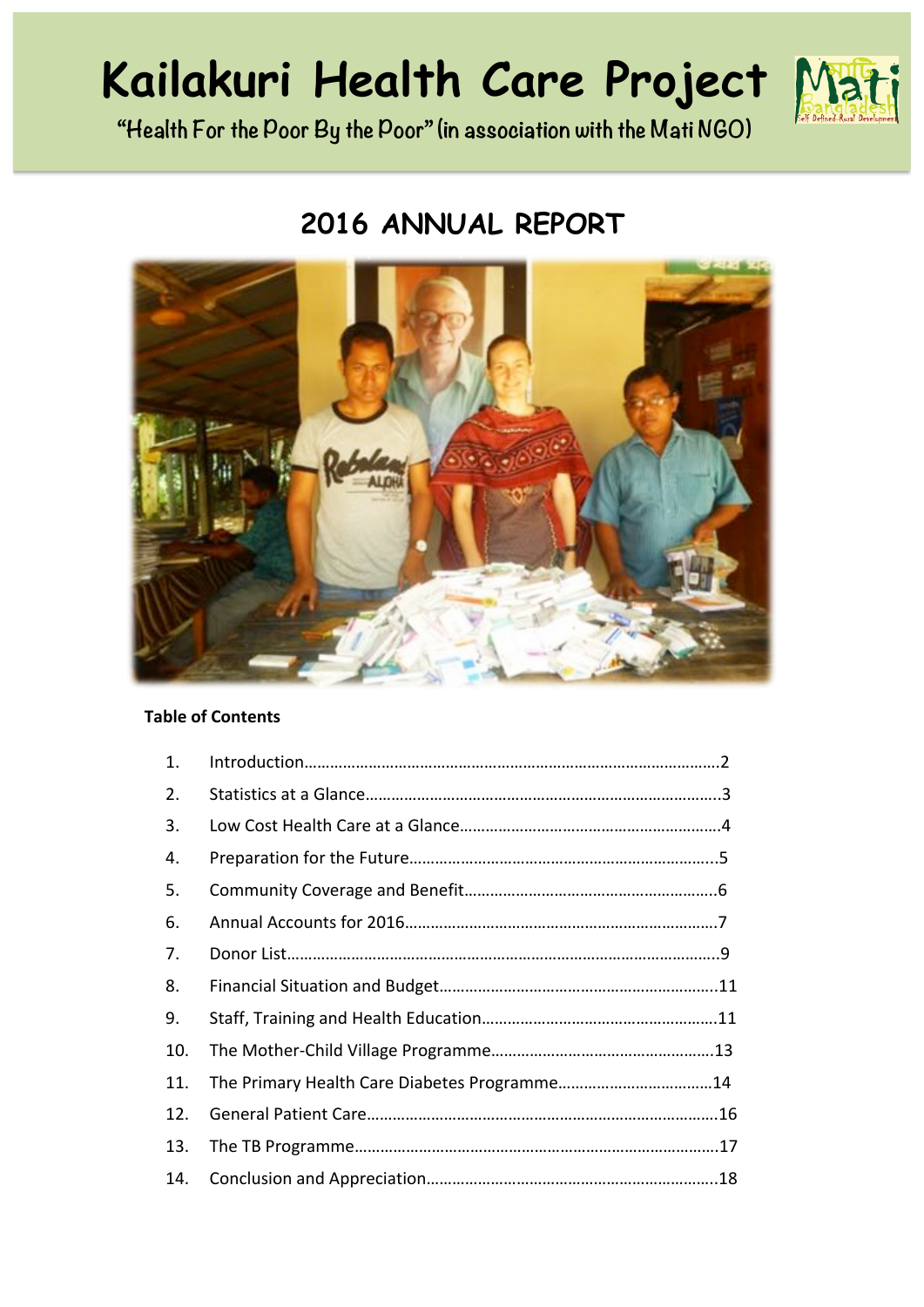# Kailakuri Health Care Project

"Health For the Poor By the Poor" (in association with the Mati NGO)

## 2016 ANNUAL REPORT

**Table of Contents**

1. Introduction……………………………………………………………………………………2
2. Statistics at a Glance……………………………………………………………………….3
3. Low Cost Health Care at a Glance……………………………………………………4
4. Preparation for the Future……………………………………………………………...5
5. Community Coverage and Benefit…………………………………………………..6
6. Annual Accounts for 2016………………………………………………………………7
7. Donor List…………………………………………………………………………………………9
8. Financial Situation and Budget……………………………………………………….11
9. Staff, Training and Health Education………………………………………………11
10. The Mother-Child Village Programme……………………………………………13
11. The Primary Health Care Diabetes Programme……………………………14
12. General Patient Care……………………………………………………………………….16
13. The TB Programme…………………………………………………………………………..17
14. Conclusion and Appreciation………………………………………………………….18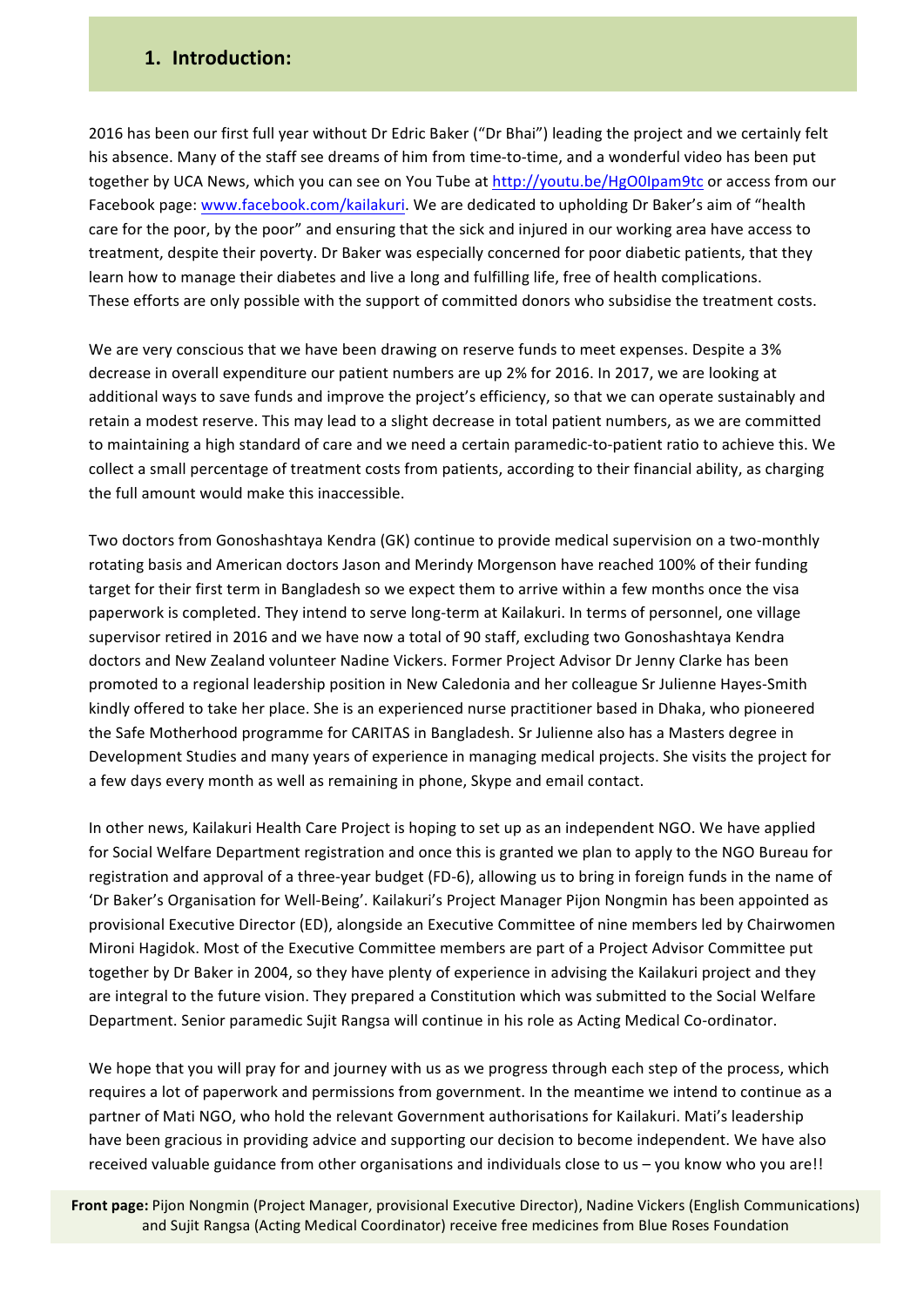## 1. Introduction:

2016 has been our first full year without Dr Edric Baker ("Dr Bhai") leading the project and we certainly felt his absence. Many of the staff see dreams of him from time-to-time, and a wonderful video has been put together by UCA News, which you can see on You Tube at http://youtu.be/HgO0Ipam9tc or access from our Facebook page: www.facebook.com/kailakuri. We are dedicated to upholding Dr Baker's aim of "health care for the poor, by the poor" and ensuring that the sick and injured in our working area have access to treatment, despite their poverty. Dr Baker was especially concerned for poor diabetic patients, that they learn how to manage their diabetes and live a long and fulfilling life, free of health complications. These efforts are only possible with the support of committed donors who subsidise the treatment costs.

We are very conscious that we have been drawing on reserve funds to meet expenses. Despite a 3% decrease in overall expenditure our patient numbers are up 2% for 2016. In 2017, we are looking at additional ways to save funds and improve the project's efficiency, so that we can operate sustainably and retain a modest reserve. This may lead to a slight decrease in total patient numbers, as we are committed to maintaining a high standard of care and we need a certain paramedic-to-patient ratio to achieve this. We collect a small percentage of treatment costs from patients, according to their financial ability, as charging the full amount would make this inaccessible.

Two doctors from Gonoshashtaya Kendra (GK) continue to provide medical supervision on a two-monthly rotating basis and American doctors Jason and Merindy Morgenson have reached 100% of their funding target for their first term in Bangladesh so we expect them to arrive within a few months once the visa paperwork is completed. They intend to serve long-term at Kailakuri. In terms of personnel, one village supervisor retired in 2016 and we have now a total of 90 staff, excluding two Gonoshashtaya Kendra doctors and New Zealand volunteer Nadine Vickers. Former Project Advisor Dr Jenny Clarke has been promoted to a regional leadership position in New Caledonia and her colleague Sr Julienne Hayes-Smith kindly offered to take her place. She is an experienced nurse practitioner based in Dhaka, who pioneered the Safe Motherhood programme for CARITAS in Bangladesh. Sr Julienne also has a Masters degree in Development Studies and many years of experience in managing medical projects. She visits the project for a few days every month as well as remaining in phone, Skype and email contact.

In other news, Kailakuri Health Care Project is hoping to set up as an independent NGO. We have applied for Social Welfare Department registration and once this is granted we plan to apply to the NGO Bureau for registration and approval of a three-year budget (FD-6), allowing us to bring in foreign funds in the name of 'Dr Baker's Organisation for Well-Being'. Kailakuri's Project Manager Pijon Nongmin has been appointed as provisional Executive Director (ED), alongside an Executive Committee of nine members led by Chairwomen Mironi Hagidok. Most of the Executive Committee members are part of a Project Advisor Committee put together by Dr Baker in 2004, so they have plenty of experience in advising the Kailakuri project and they are integral to the future vision. They prepared a Constitution which was submitted to the Social Welfare Department. Senior paramedic Sujit Rangsa will continue in his role as Acting Medical Co-ordinator.

We hope that you will pray for and journey with us as we progress through each step of the process, which requires a lot of paperwork and permissions from government. In the meantime we intend to continue as a partner of Mati NGO, who hold the relevant Government authorisations for Kailakuri. Mati's leadership have been gracious in providing advice and supporting our decision to become independent. We have also received valuable guidance from other organisations and individuals close to us – you know who you are!!

**Front page:** Pijon Nongmin (Project Manager, provisional Executive Director), Nadine Vickers (English Communications) and Sujit Rangsa (Acting Medical Coordinator) receive free medicines from Blue Roses Foundation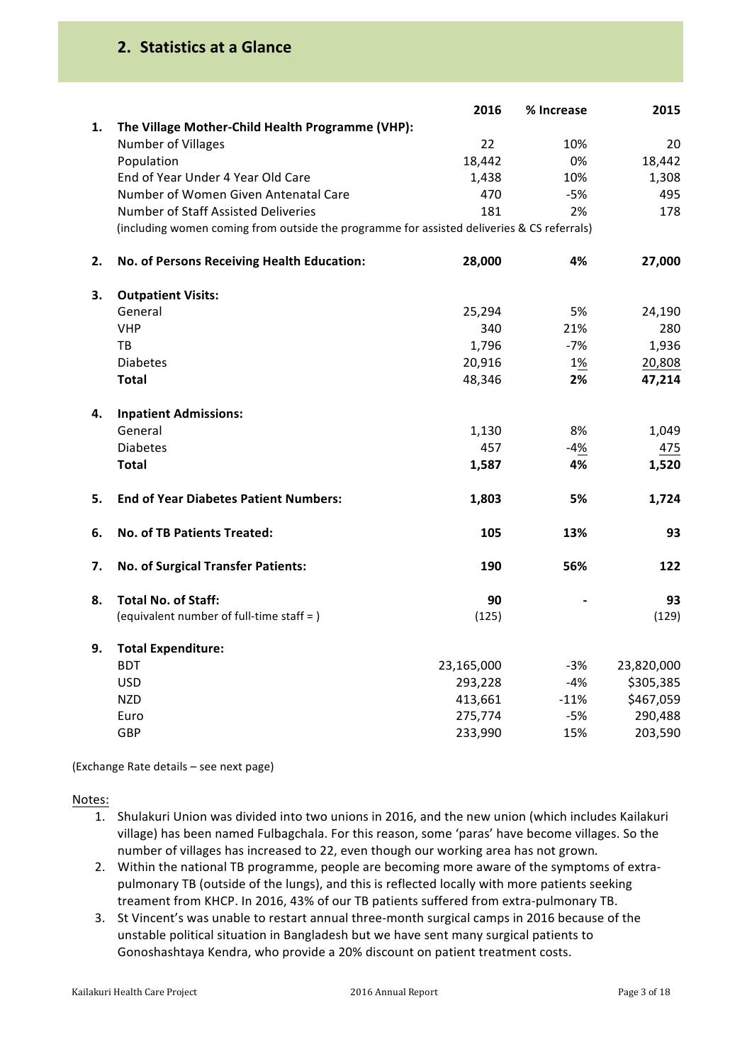## 2. Statistics at a Glance

| | | 2016 | % Increase | 2015 |
|---|---|---|---|---|
| 1. | **The Village Mother-Child Health Programme (VHP):** | | | |
| | Number of Villages | 22 | 10% | 20 |
| | Population | 18,442 | 0% | 18,442 |
| | End of Year Under 4 Year Old Care | 1,438 | 10% | 1,308 |
| | Number of Women Given Antenatal Care | 470 | -5% | 495 |
| | Number of Staff Assisted Deliveries | 181 | 2% | 178 |
| | (including women coming from outside the programme for assisted deliveries & CS referrals) | | | |
| 2. | **No. of Persons Receiving Health Education:** | **28,000** | **4%** | **27,000** |
| 3. | **Outpatient Visits:** | | | |
| | General | 25,294 | 5% | 24,190 |
| | VHP | 340 | 21% | 280 |
| | TB | 1,796 | -7% | 1,936 |
| | Diabetes | 20,916 | 1% | 20,808 |
| | **Total** | 48,346 | **2%** | **47,214** |
| 4. | **Inpatient Admissions:** | | | |
| | General | 1,130 | 8% | 1,049 |
| | Diabetes | 457 | -4% | 475 |
| | **Total** | **1,587** | **4%** | **1,520** |
| 5. | **End of Year Diabetes Patient Numbers:** | **1,803** | **5%** | **1,724** |
| 6. | **No. of TB Patients Treated:** | **105** | **13%** | **93** |
| 7. | **No. of Surgical Transfer Patients:** | **190** | **56%** | **122** |
| 8. | **Total No. of Staff:** | **90** | **-** | **93** |
| | (equivalent number of full-time staff = ) | (125) | | (129) |
| 9. | **Total Expenditure:** | | | |
| | BDT | 23,165,000 | -3% | 23,820,000 |
| | USD | 293,228 | -4% | $305,385 |
| | NZD | 413,661 | -11% | $467,059 |
| | Euro | 275,774 | -5% | 290,488 |
| | GBP | 233,990 | 15% | 203,590 |

(Exchange Rate details – see next page)

Notes:

1. Shulakuri Union was divided into two unions in 2016, and the new union (which includes Kailakuri village) has been named Fulbagchala. For this reason, some 'paras' have become villages. So the number of villages has increased to 22, even though our working area has not grown.
2. Within the national TB programme, people are becoming more aware of the symptoms of extra-pulmonary TB (outside of the lungs), and this is reflected locally with more patients seeking treament from KHCP. In 2016, 43% of our TB patients suffered from extra-pulmonary TB.
3. St Vincent's was unable to restart annual three-month surgical camps in 2016 because of the unstable political situation in Bangladesh but we have sent many surgical patients to Gonoshashtaya Kendra, who provide a 20% discount on patient treatment costs.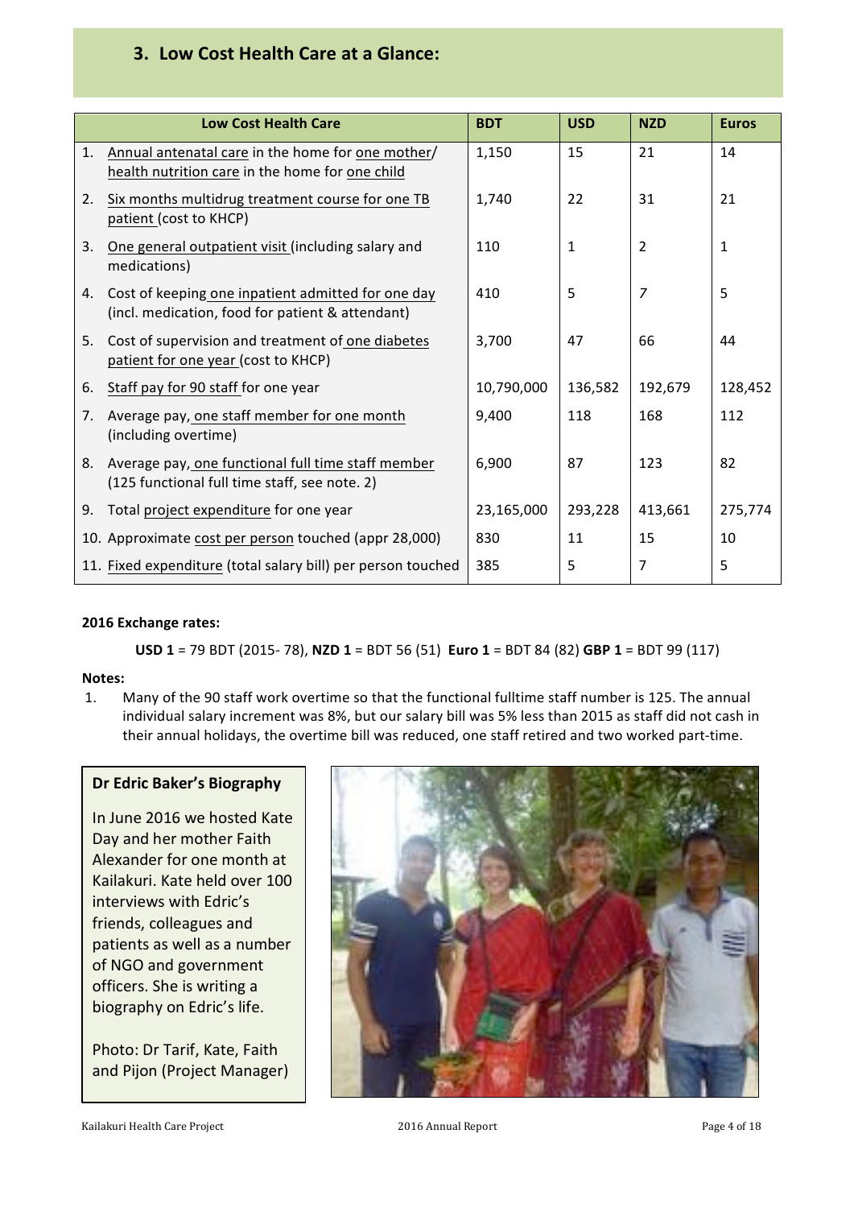## 3. Low Cost Health Care at a Glance:

| Low Cost Health Care | BDT | USD | NZD | Euros |
|---|---|---|---|---|
| 1. Annual antenatal care in the home for one mother/ health nutrition care in the home for one child | 1,150 | 15 | 21 | 14 |
| 2. Six months multidrug treatment course for one TB patient (cost to KHCP) | 1,740 | 22 | 31 | 21 |
| 3. One general outpatient visit (including salary and medications) | 110 | 1 | 2 | 1 |
| 4. Cost of keeping one inpatient admitted for one day (incl. medication, food for patient & attendant) | 410 | 5 | 7 | 5 |
| 5. Cost of supervision and treatment of one diabetes patient for one year (cost to KHCP) | 3,700 | 47 | 66 | 44 |
| 6. Staff pay for 90 staff for one year | 10,790,000 | 136,582 | 192,679 | 128,452 |
| 7. Average pay, one staff member for one month (including overtime) | 9,400 | 118 | 168 | 112 |
| 8. Average pay, one functional full time staff member (125 functional full time staff, see note. 2) | 6,900 | 87 | 123 | 82 |
| 9. Total project expenditure for one year | 23,165,000 | 293,228 | 413,661 | 275,774 |
| 10. Approximate cost per person touched (appr 28,000) | 830 | 11 | 15 | 10 |
| 11. Fixed expenditure (total salary bill) per person touched | 385 | 5 | 7 | 5 |

**2016 Exchange rates:**

**USD 1** = 79 BDT (2015- 78), **NZD 1** = BDT 56 (51) **Euro 1** = BDT 84 (82) **GBP 1** = BDT 99 (117)

**Notes:**

1. Many of the 90 staff work overtime so that the functional fulltime staff number is 125. The annual individual salary increment was 8%, but our salary bill was 5% less than 2015 as staff did not cash in their annual holidays, the overtime bill was reduced, one staff retired and two worked part-time.

**Dr Edric Baker's Biography**

In June 2016 we hosted Kate Day and her mother Faith Alexander for one month at Kailakuri. Kate held over 100 interviews with Edric's friends, colleagues and patients as well as a number of NGO and government officers. She is writing a biography on Edric's life.

Photo: Dr Tarif, Kate, Faith and Pijon (Project Manager)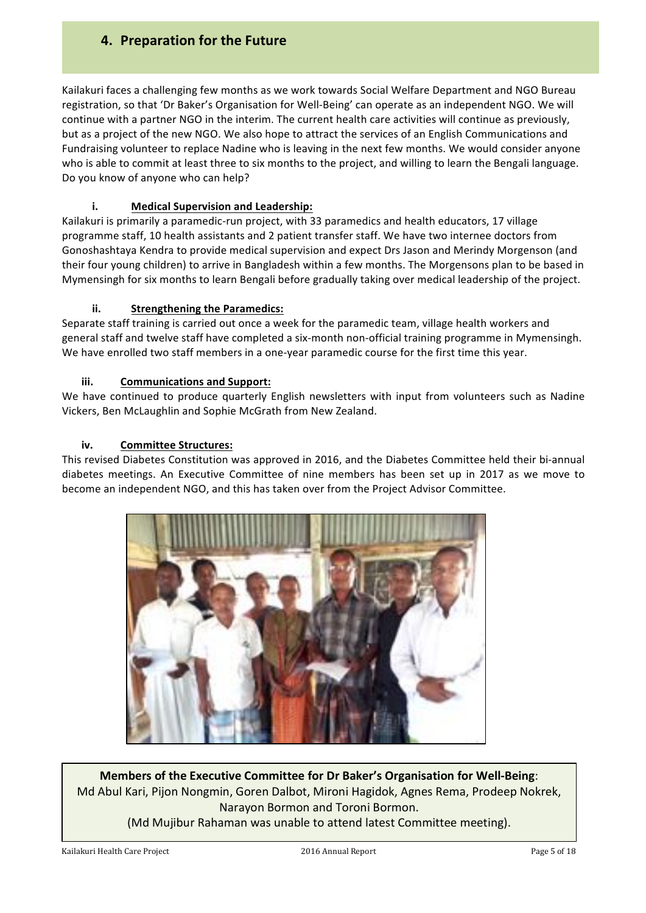## 4. Preparation for the Future

Kailakuri faces a challenging few months as we work towards Social Welfare Department and NGO Bureau registration, so that 'Dr Baker's Organisation for Well-Being' can operate as an independent NGO. We will continue with a partner NGO in the interim. The current health care activities will continue as previously, but as a project of the new NGO. We also hope to attract the services of an English Communications and Fundraising volunteer to replace Nadine who is leaving in the next few months. We would consider anyone who is able to commit at least three to six months to the project, and willing to learn the Bengali language. Do you know of anyone who can help?

### i. Medical Supervision and Leadership:

Kailakuri is primarily a paramedic-run project, with 33 paramedics and health educators, 17 village programme staff, 10 health assistants and 2 patient transfer staff. We have two internee doctors from Gonoshashtaya Kendra to provide medical supervision and expect Drs Jason and Merindy Morgenson (and their four young children) to arrive in Bangladesh within a few months. The Morgensons plan to be based in Mymensingh for six months to learn Bengali before gradually taking over medical leadership of the project.

### ii. Strengthening the Paramedics:

Separate staff training is carried out once a week for the paramedic team, village health workers and general staff and twelve staff have completed a six-month non-official training programme in Mymensingh. We have enrolled two staff members in a one-year paramedic course for the first time this year.

### iii. Communications and Support:

We have continued to produce quarterly English newsletters with input from volunteers such as Nadine Vickers, Ben McLaughlin and Sophie McGrath from New Zealand.

### iv. Committee Structures:

This revised Diabetes Constitution was approved in 2016, and the Diabetes Committee held their bi-annual diabetes meetings. An Executive Committee of nine members has been set up in 2017 as we move to become an independent NGO, and this has taken over from the Project Advisor Committee.

**Members of the Executive Committee for Dr Baker's Organisation for Well-Being**:
Md Abul Kari, Pijon Nongmin, Goren Dalbot, Mironi Hagidok, Agnes Rema, Prodeep Nokrek, Narayon Bormon and Toroni Bormon.
(Md Mujibur Rahaman was unable to attend latest Committee meeting).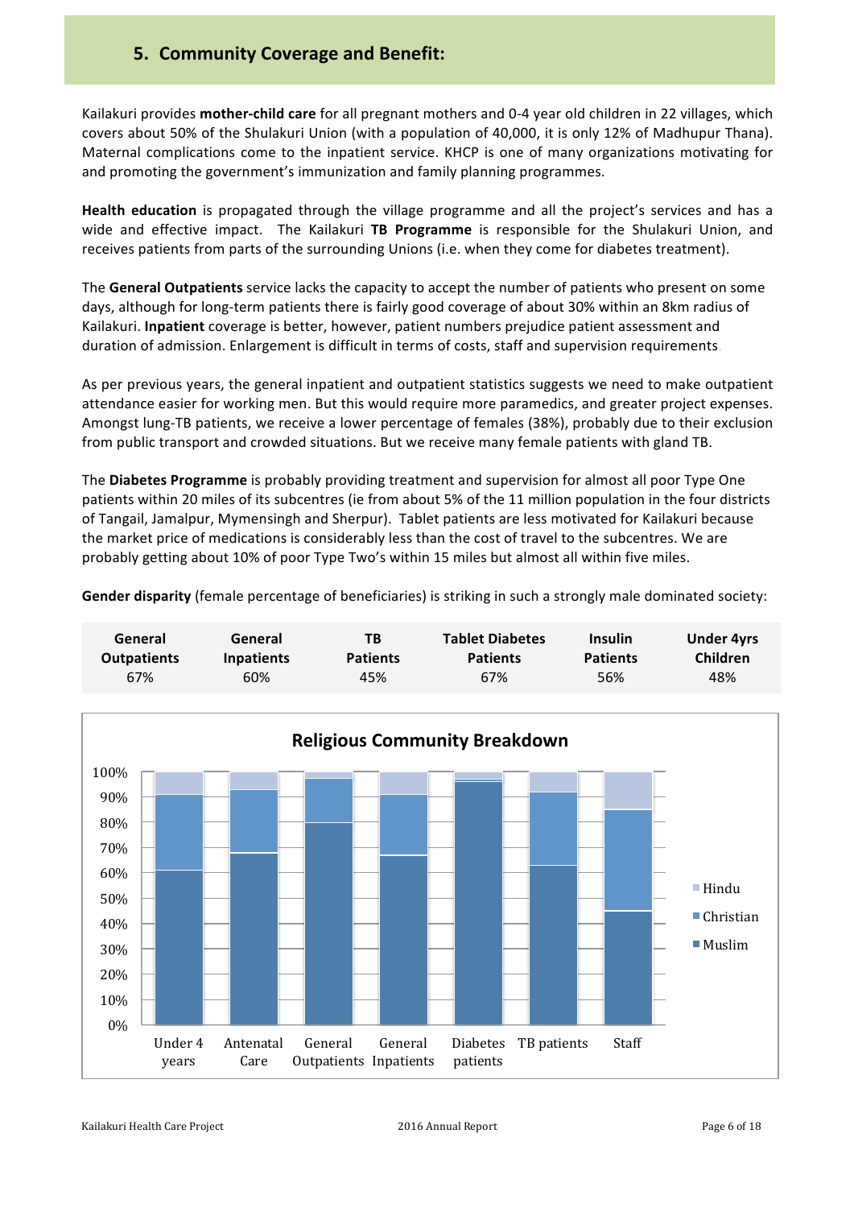## 5. Community Coverage and Benefit:

Kailakuri provides **mother-child care** for all pregnant mothers and 0-4 year old children in 22 villages, which covers about 50% of the Shulakuri Union (with a population of 40,000, it is only 12% of Madhupur Thana). Maternal complications come to the inpatient service. KHCP is one of many organizations motivating for and promoting the government's immunization and family planning programmes.

**Health education** is propagated through the village programme and all the project's services and has a wide and effective impact. The Kailakuri **TB Programme** is responsible for the Shulakuri Union, and receives patients from parts of the surrounding Unions (i.e. when they come for diabetes treatment).

The **General Outpatients** service lacks the capacity to accept the number of patients who present on some days, although for long-term patients there is fairly good coverage of about 30% within an 8km radius of Kailakuri. **Inpatient** coverage is better, however, patient numbers prejudice patient assessment and duration of admission. Enlargement is difficult in terms of costs, staff and supervision requirements.

As per previous years, the general inpatient and outpatient statistics suggests we need to make outpatient attendance easier for working men. But this would require more paramedics, and greater project expenses. Amongst lung-TB patients, we receive a lower percentage of females (38%), probably due to their exclusion from public transport and crowded situations. But we receive many female patients with gland TB.

The **Diabetes Programme** is probably providing treatment and supervision for almost all poor Type One patients within 20 miles of its subcentres (ie from about 5% of the 11 million population in the four districts of Tangail, Jamalpur, Mymensingh and Sherpur). Tablet patients are less motivated for Kailakuri because the market price of medications is considerably less than the cost of travel to the subcentres. We are probably getting about 10% of poor Type Two's within 15 miles but almost all within five miles.

**Gender disparity** (female percentage of beneficiaries) is striking in such a strongly male dominated society:

| General Outpatients | General Inpatients | TB Patients | Tablet Diabetes Patients | Insulin Patients | Under 4yrs Children |
|---|---|---|---|---|---|
| 67% | 60% | 45% | 67% | 56% | 48% |

**Religious Community Breakdown**

| | Under 4 years | Antenatal Care | General Outpatients | General Inpatients | Diabetes patients | TB patients | Staff |
|---|---|---|---|---|---|---|---|
| Muslim | ~61% | ~68% | ~80% | ~67% | ~96% | ~63% | ~45% |
| Christian | ~30% | ~25% | ~18% | ~24% | ~1% | ~29% | ~40% |
| Hindu | ~9% | ~7% | ~2% | ~9% | ~3% | ~8% | ~15% |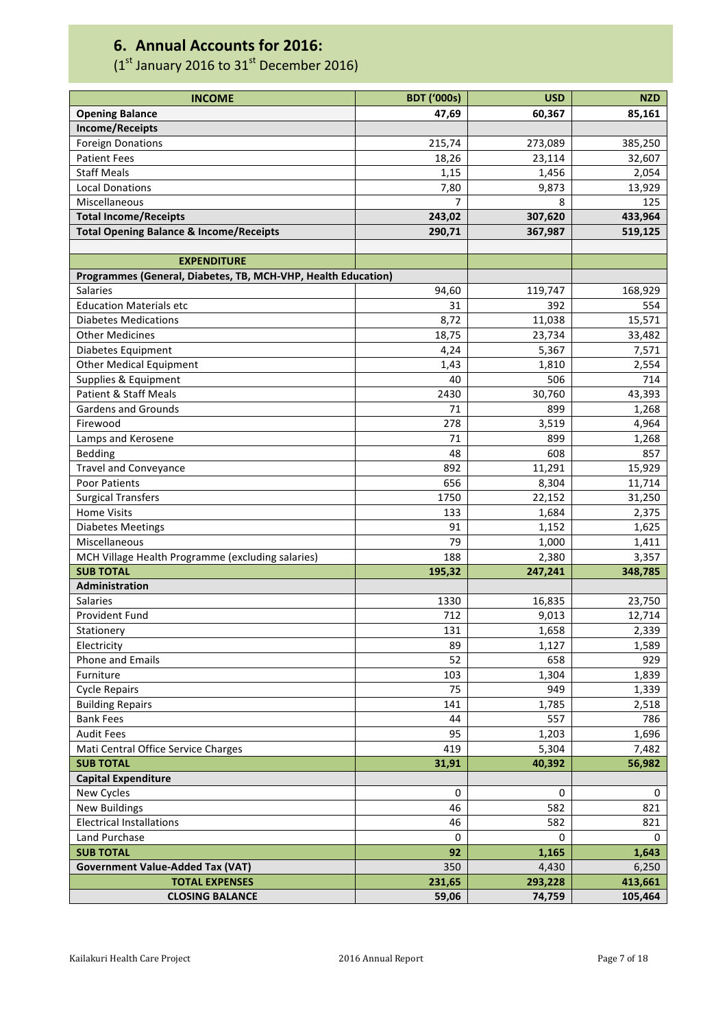## 6. Annual Accounts for 2016:

(1st January 2016 to 31st December 2016)

| INCOME | BDT ('000s) | USD | NZD |
|---|---|---|---|
| **Opening Balance** | **47,69** | **60,367** | **85,161** |
| **Income/Receipts** | | | |
| Foreign Donations | 215,74 | 273,089 | 385,250 |
| Patient Fees | 18,26 | 23,114 | 32,607 |
| Staff Meals | 1,15 | 1,456 | 2,054 |
| Local Donations | 7,80 | 9,873 | 13,929 |
| Miscellaneous | 7 | 8 | 125 |
| **Total Income/Receipts** | **243,02** | **307,620** | **433,964** |
| **Total Opening Balance & Income/Receipts** | **290,71** | **367,987** | **519,125** |
| | | | |
| **EXPENDITURE** | | | |
| **Programmes (General, Diabetes, TB, MCH-VHP, Health Education)** | | | |
| Salaries | 94,60 | 119,747 | 168,929 |
| Education Materials etc | 31 | 392 | 554 |
| Diabetes Medications | 8,72 | 11,038 | 15,571 |
| Other Medicines | 18,75 | 23,734 | 33,482 |
| Diabetes Equipment | 4,24 | 5,367 | 7,571 |
| Other Medical Equipment | 1,43 | 1,810 | 2,554 |
| Supplies & Equipment | 40 | 506 | 714 |
| Patient & Staff Meals | 2430 | 30,760 | 43,393 |
| Gardens and Grounds | 71 | 899 | 1,268 |
| Firewood | 278 | 3,519 | 4,964 |
| Lamps and Kerosene | 71 | 899 | 1,268 |
| Bedding | 48 | 608 | 857 |
| Travel and Conveyance | 892 | 11,291 | 15,929 |
| Poor Patients | 656 | 8,304 | 11,714 |
| Surgical Transfers | 1750 | 22,152 | 31,250 |
| Home Visits | 133 | 1,684 | 2,375 |
| Diabetes Meetings | 91 | 1,152 | 1,625 |
| Miscellaneous | 79 | 1,000 | 1,411 |
| MCH Village Health Programme (excluding salaries) | 188 | 2,380 | 3,357 |
| **SUB TOTAL** | **195,32** | **247,241** | **348,785** |
| **Administration** | | | |
| Salaries | 1330 | 16,835 | 23,750 |
| Provident Fund | 712 | 9,013 | 12,714 |
| Stationery | 131 | 1,658 | 2,339 |
| Electricity | 89 | 1,127 | 1,589 |
| Phone and Emails | 52 | 658 | 929 |
| Furniture | 103 | 1,304 | 1,839 |
| Cycle Repairs | 75 | 949 | 1,339 |
| Building Repairs | 141 | 1,785 | 2,518 |
| Bank Fees | 44 | 557 | 786 |
| Audit Fees | 95 | 1,203 | 1,696 |
| Mati Central Office Service Charges | 419 | 5,304 | 7,482 |
| **SUB TOTAL** | **31,91** | **40,392** | **56,982** |
| **Capital Expenditure** | | | |
| New Cycles | 0 | 0 | 0 |
| New Buildings | 46 | 582 | 821 |
| Electrical Installations | 46 | 582 | 821 |
| Land Purchase | 0 | 0 | 0 |
| **SUB TOTAL** | **92** | **1,165** | **1,643** |
| **Government Value-Added Tax (VAT)** | 350 | 4,430 | 6,250 |
| **TOTAL EXPENSES** | **231,65** | **293,228** | **413,661** |
| **CLOSING BALANCE** | **59,06** | **74,759** | **105,464** |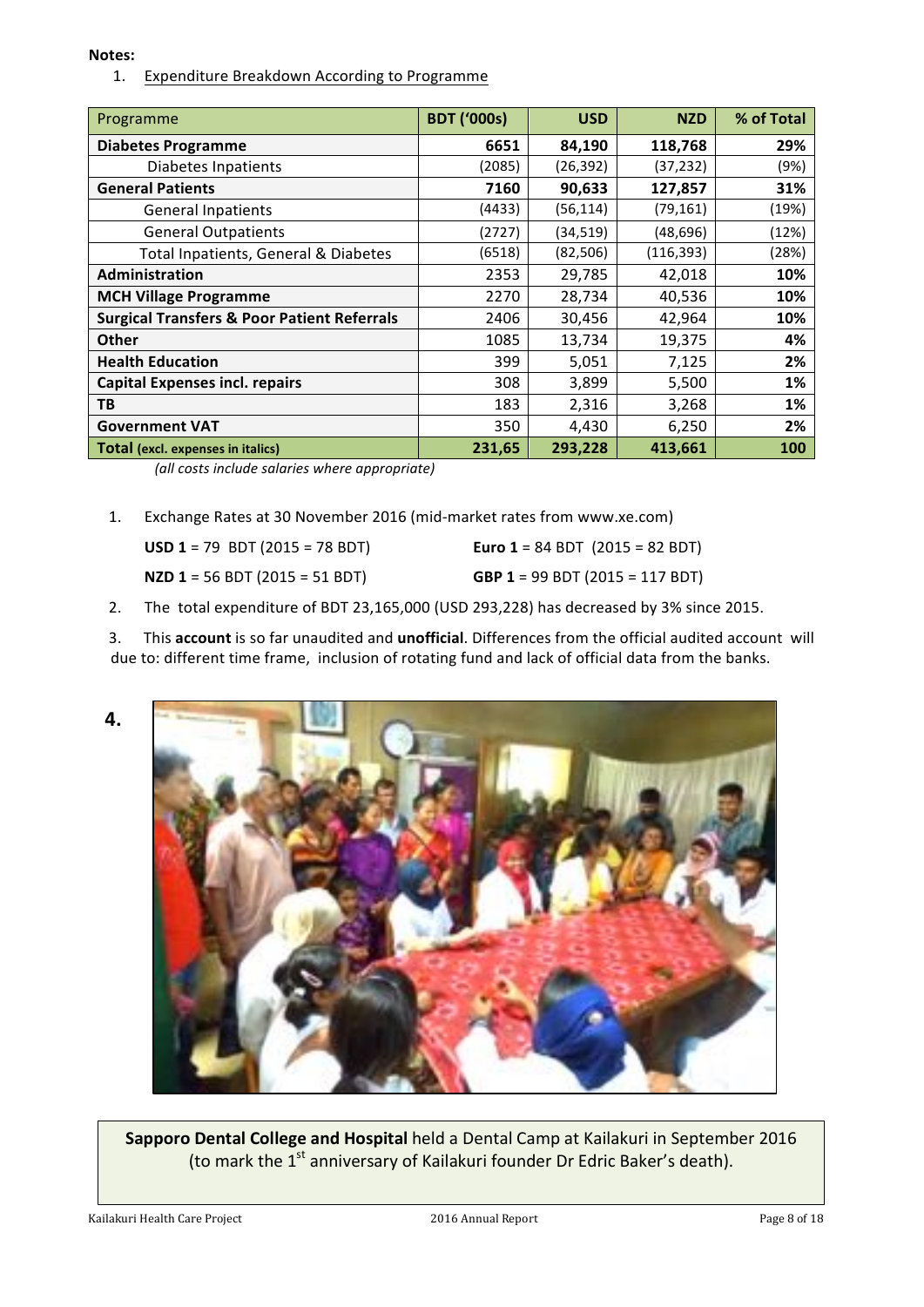**Notes:**

1. Expenditure Breakdown According to Programme

| Programme | BDT ('000s) | USD | NZD | % of Total |
|---|---|---|---|---|
| **Diabetes Programme** | **6651** | **84,190** | **118,768** | **29%** |
| Diabetes Inpatients | (2085) | (26,392) | (37,232) | (9%) |
| **General Patients** | **7160** | **90,633** | **127,857** | **31%** |
| General Inpatients | (4433) | (56,114) | (79,161) | (19%) |
| General Outpatients | (2727) | (34,519) | (48,696) | (12%) |
| Total Inpatients, General & Diabetes | (6518) | (82,506) | (116,393) | (28%) |
| **Administration** | 2353 | 29,785 | 42,018 | **10%** |
| **MCH Village Programme** | 2270 | 28,734 | 40,536 | **10%** |
| **Surgical Transfers & Poor Patient Referrals** | 2406 | 30,456 | 42,964 | **10%** |
| **Other** | 1085 | 13,734 | 19,375 | **4%** |
| **Health Education** | 399 | 5,051 | 7,125 | **2%** |
| **Capital Expenses incl. repairs** | 308 | 3,899 | 5,500 | **1%** |
| **TB** | 183 | 2,316 | 3,268 | **1%** |
| **Government VAT** | 350 | 4,430 | 6,250 | **2%** |
| **Total** (excl. expenses in italics) | **231,65** | **293,228** | **413,661** | **100** |

*(all costs include salaries where appropriate)*

1. Exchange Rates at 30 November 2016 (mid-market rates from www.xe.com)

   **USD 1** = 79 BDT (2015 = 78 BDT) **Euro 1** = 84 BDT (2015 = 82 BDT)

   **NZD 1** = 56 BDT (2015 = 51 BDT) **GBP 1** = 99 BDT (2015 = 117 BDT)

2. The total expenditure of BDT 23,165,000 (USD 293,228) has decreased by 3% since 2015.

3. This **account** is so far unaudited and **unofficial**. Differences from the official audited account will due to: different time frame, inclusion of rotating fund and lack of official data from the banks.

**4.**

**Sapporo Dental College and Hospital** held a Dental Camp at Kailakuri in September 2016 (to mark the 1st anniversary of Kailakuri founder Dr Edric Baker's death).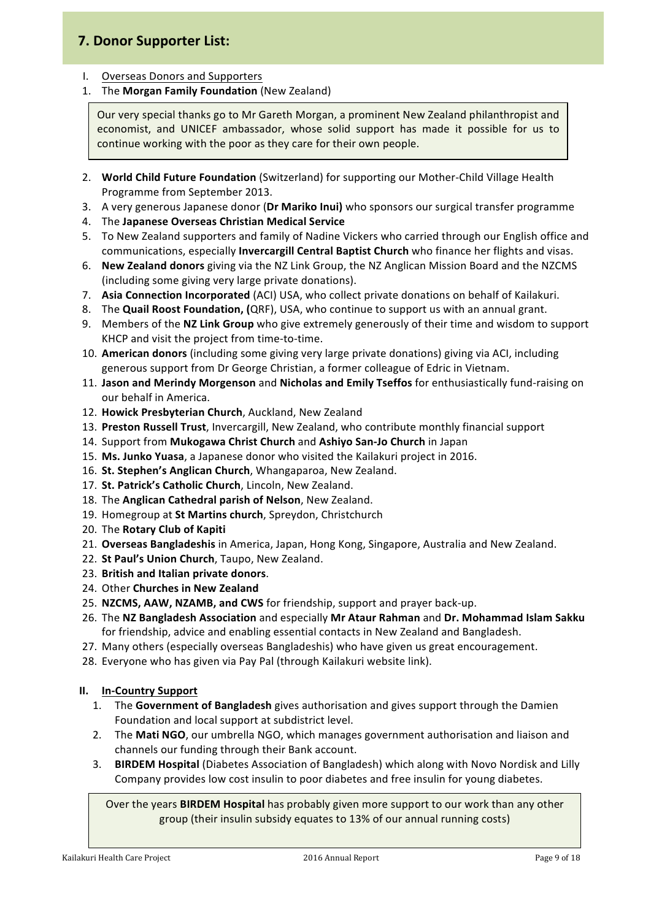## 7. Donor Supporter List:

I. Overseas Donors and Supporters

1. The **Morgan Family Foundation** (New Zealand)

> Our very special thanks go to Mr Gareth Morgan, a prominent New Zealand philanthropist and economist, and UNICEF ambassador, whose solid support has made it possible for us to continue working with the poor as they care for their own people.

2. **World Child Future Foundation** (Switzerland) for supporting our Mother-Child Village Health Programme from September 2013.
3. A very generous Japanese donor (**Dr Mariko Inui)** who sponsors our surgical transfer programme
4. The **Japanese Overseas Christian Medical Service**
5. To New Zealand supporters and family of Nadine Vickers who carried through our English office and communications, especially **Invercargill Central Baptist Church** who finance her flights and visas.
6. **New Zealand donors** giving via the NZ Link Group, the NZ Anglican Mission Board and the NZCMS (including some giving very large private donations).
7. **Asia Connection Incorporated** (ACI) USA, who collect private donations on behalf of Kailakuri.
8. The **Quail Roost Foundation, (**QRF), USA, who continue to support us with an annual grant.
9. Members of the **NZ Link Group** who give extremely generously of their time and wisdom to support KHCP and visit the project from time-to-time.
10. **American donors** (including some giving very large private donations) giving via ACI, including generous support from Dr George Christian, a former colleague of Edric in Vietnam.
11. **Jason and Merindy Morgenson** and **Nicholas and Emily Tseffos** for enthusiastically fund-raising on our behalf in America.
12. **Howick Presbyterian Church**, Auckland, New Zealand
13. **Preston Russell Trust**, Invercargill, New Zealand, who contribute monthly financial support
14. Support from **Mukogawa Christ Church** and **Ashiyo San-Jo Church** in Japan
15. **Ms. Junko Yuasa**, a Japanese donor who visited the Kailakuri project in 2016.
16. **St. Stephen's Anglican Church**, Whangaparoa, New Zealand.
17. **St. Patrick's Catholic Church**, Lincoln, New Zealand.
18. The **Anglican Cathedral parish of Nelson**, New Zealand.
19. Homegroup at **St Martins church**, Spreydon, Christchurch
20. The **Rotary Club of Kapiti**
21. **Overseas Bangladeshis** in America, Japan, Hong Kong, Singapore, Australia and New Zealand.
22. **St Paul's Union Church**, Taupo, New Zealand.
23. **British and Italian private donors**.
24. Other **Churches in New Zealand**
25. **NZCMS, AAW, NZAMB, and CWS** for friendship, support and prayer back-up.
26. The **NZ Bangladesh Association** and especially **Mr Ataur Rahman** and **Dr. Mohammad Islam Sakku** for friendship, advice and enabling essential contacts in New Zealand and Bangladesh.
27. Many others (especially overseas Bangladeshis) who have given us great encouragement.
28. Everyone who has given via Pay Pal (through Kailakuri website link).

**II. In-Country Support**

1. The **Government of Bangladesh** gives authorisation and gives support through the Damien Foundation and local support at subdistrict level.
2. The **Mati NGO**, our umbrella NGO, which manages government authorisation and liaison and channels our funding through their Bank account.
3. **BIRDEM Hospital** (Diabetes Association of Bangladesh) which along with Novo Nordisk and Lilly Company provides low cost insulin to poor diabetes and free insulin for young diabetes.

> Over the years **BIRDEM Hospital** has probably given more support to our work than any other group (their insulin subsidy equates to 13% of our annual running costs)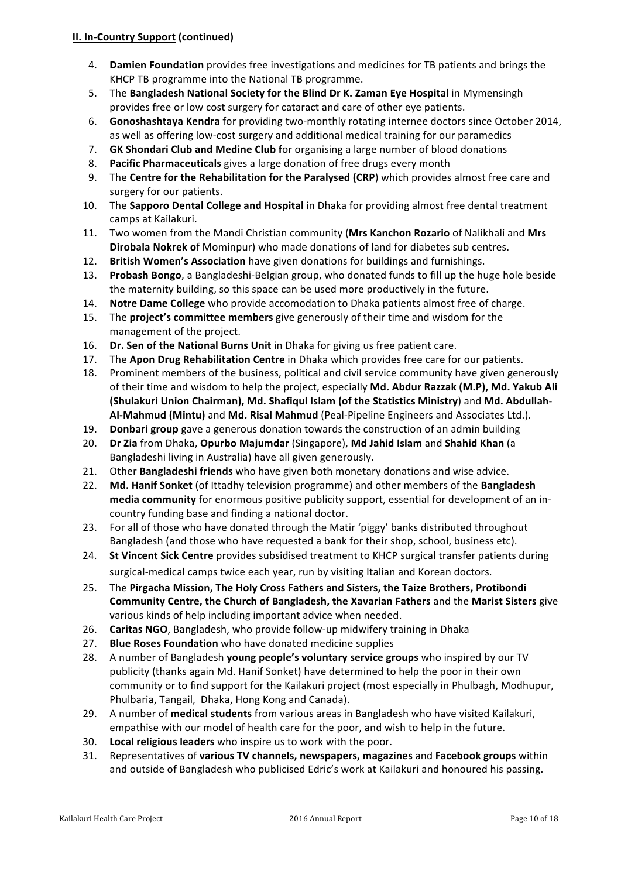**II. In-Country Support (continued)**

4. **Damien Foundation** provides free investigations and medicines for TB patients and brings the KHCP TB programme into the National TB programme.
5. The **Bangladesh National Society for the Blind Dr K. Zaman Eye Hospital** in Mymensingh provides free or low cost surgery for cataract and care of other eye patients.
6. **Gonoshashtaya Kendra** for providing two-monthly rotating internee doctors since October 2014, as well as offering low-cost surgery and additional medical training for our paramedics
7. **GK Shondari Club and Medine Club f**or organising a large number of blood donations
8. **Pacific Pharmaceuticals** gives a large donation of free drugs every month
9. The **Centre for the Rehabilitation for the Paralysed (CRP**) which provides almost free care and surgery for our patients.
10. The **Sapporo Dental College and Hospital** in Dhaka for providing almost free dental treatment camps at Kailakuri.
11. Two women from the Mandi Christian community (**Mrs Kanchon Rozario** of Nalikhali and **Mrs Dirobala Nokrek o**f Mominpur) who made donations of land for diabetes sub centres.
12. **British Women's Association** have given donations for buildings and furnishings.
13. **Probash Bongo**, a Bangladeshi-Belgian group, who donated funds to fill up the huge hole beside the maternity building, so this space can be used more productively in the future.
14. **Notre Dame College** who provide accomodation to Dhaka patients almost free of charge.
15. The **project's committee members** give generously of their time and wisdom for the management of the project.
16. **Dr. Sen of the National Burns Unit** in Dhaka for giving us free patient care.
17. The **Apon Drug Rehabilitation Centre** in Dhaka which provides free care for our patients.
18. Prominent members of the business, political and civil service community have given generously of their time and wisdom to help the project, especially **Md. Abdur Razzak (M.P), Md. Yakub Ali (Shulakuri Union Chairman), Md. Shafiqul Islam (of the Statistics Ministry**) and **Md. Abdullah-Al-Mahmud (Mintu)** and **Md. Risal Mahmud** (Peal-Pipeline Engineers and Associates Ltd.).
19. **Donbari group** gave a generous donation towards the construction of an admin building
20. **Dr Zia** from Dhaka, **Opurbo Majumdar** (Singapore), **Md Jahid Islam** and **Shahid Khan** (a Bangladeshi living in Australia) have all given generously.
21. Other **Bangladeshi friends** who have given both monetary donations and wise advice.
22. **Md. Hanif Sonket** (of Ittadhy television programme) and other members of the **Bangladesh media community** for enormous positive publicity support, essential for development of an in-country funding base and finding a national doctor.
23. For all of those who have donated through the Matir 'piggy' banks distributed throughout Bangladesh (and those who have requested a bank for their shop, school, business etc).
24. **St Vincent Sick Centre** provides subsidised treatment to KHCP surgical transfer patients during surgical-medical camps twice each year, run by visiting Italian and Korean doctors.
25. The **Pirgacha Mission, The Holy Cross Fathers and Sisters, the Taize Brothers, Protibondi Community Centre, the Church of Bangladesh, the Xavarian Fathers** and the **Marist Sisters** give various kinds of help including important advice when needed.
26. **Caritas NGO**, Bangladesh, who provide follow-up midwifery training in Dhaka
27. **Blue Roses Foundation** who have donated medicine supplies
28. A number of Bangladesh **young people's voluntary service groups** who inspired by our TV publicity (thanks again Md. Hanif Sonket) have determined to help the poor in their own community or to find support for the Kailakuri project (most especially in Phulbagh, Modhupur, Phulbaria, Tangail, Dhaka, Hong Kong and Canada).
29. A number of **medical students** from various areas in Bangladesh who have visited Kailakuri, empathise with our model of health care for the poor, and wish to help in the future.
30. **Local religious leaders** who inspire us to work with the poor.
31. Representatives of **various TV channels, newspapers, magazines** and **Facebook groups** within and outside of Bangladesh who publicised Edric's work at Kailakuri and honoured his passing.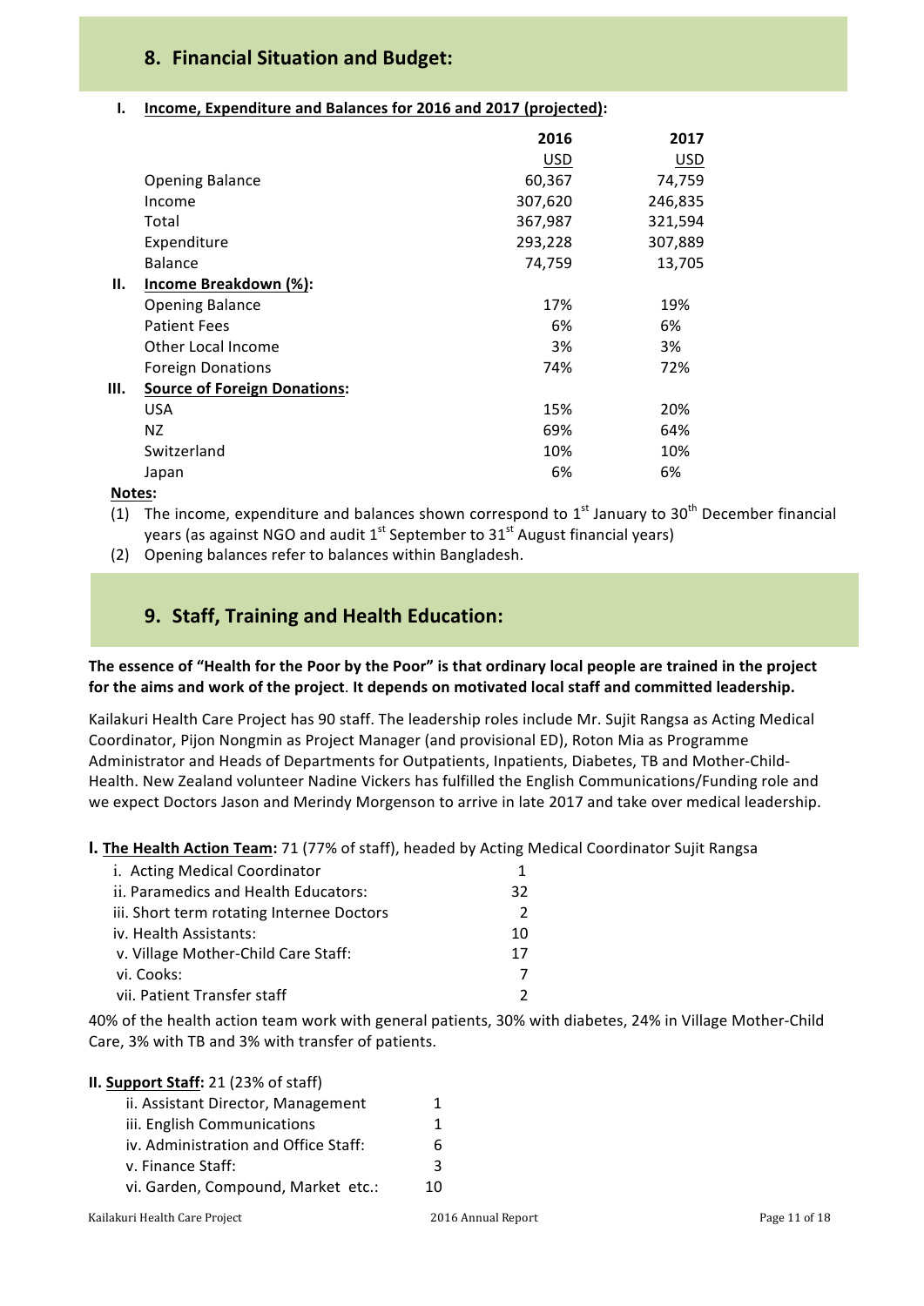## 8. Financial Situation and Budget:

**I. Income, Expenditure and Balances for 2016 and 2017 (projected):**

| | 2016 | 2017 |
|---|---|---|
| | USD | USD |
| Opening Balance | 60,367 | 74,759 |
| Income | 307,620 | 246,835 |
| Total | 367,987 | 321,594 |
| Expenditure | 293,228 | 307,889 |
| Balance | 74,759 | 13,705 |
| **II. Income Breakdown (%):** | | |
| Opening Balance | 17% | 19% |
| Patient Fees | 6% | 6% |
| Other Local Income | 3% | 3% |
| Foreign Donations | 74% | 72% |
| **III. Source of Foreign Donations:** | | |
| USA | 15% | 20% |
| NZ | 69% | 64% |
| Switzerland | 10% | 10% |
| Japan | 6% | 6% |

**Notes:**

(1) The income, expenditure and balances shown correspond to 1st January to 30th December financial years (as against NGO and audit 1st September to 31st August financial years)

(2) Opening balances refer to balances within Bangladesh.

## 9. Staff, Training and Health Education:

**The essence of "Health for the Poor by the Poor" is that ordinary local people are trained in the project for the aims and work of the project. It depends on motivated local staff and committed leadership.**

Kailakuri Health Care Project has 90 staff. The leadership roles include Mr. Sujit Rangsa as Acting Medical Coordinator, Pijon Nongmin as Project Manager (and provisional ED), Roton Mia as Programme Administrator and Heads of Departments for Outpatients, Inpatients, Diabetes, TB and Mother-Child-Health. New Zealand volunteer Nadine Vickers has fulfilled the English Communications/Funding role and we expect Doctors Jason and Merindy Morgenson to arrive in late 2017 and take over medical leadership.

**I. The Health Action Team:** 71 (77% of staff), headed by Acting Medical Coordinator Sujit Rangsa

| | |
|---|---|
| i. Acting Medical Coordinator | 1 |
| ii. Paramedics and Health Educators: | 32 |
| iii. Short term rotating Internee Doctors | 2 |
| iv. Health Assistants: | 10 |
| v. Village Mother-Child Care Staff: | 17 |
| vi. Cooks: | 7 |
| vii. Patient Transfer staff | 2 |

40% of the health action team work with general patients, 30% with diabetes, 24% in Village Mother-Child Care, 3% with TB and 3% with transfer of patients.

**II. Support Staff:** 21 (23% of staff)

| | |
|---|---|
| ii. Assistant Director, Management | 1 |
| iii. English Communications | 1 |
| iv. Administration and Office Staff: | 6 |
| v. Finance Staff: | 3 |
| vi. Garden, Compound, Market etc.: | 10 |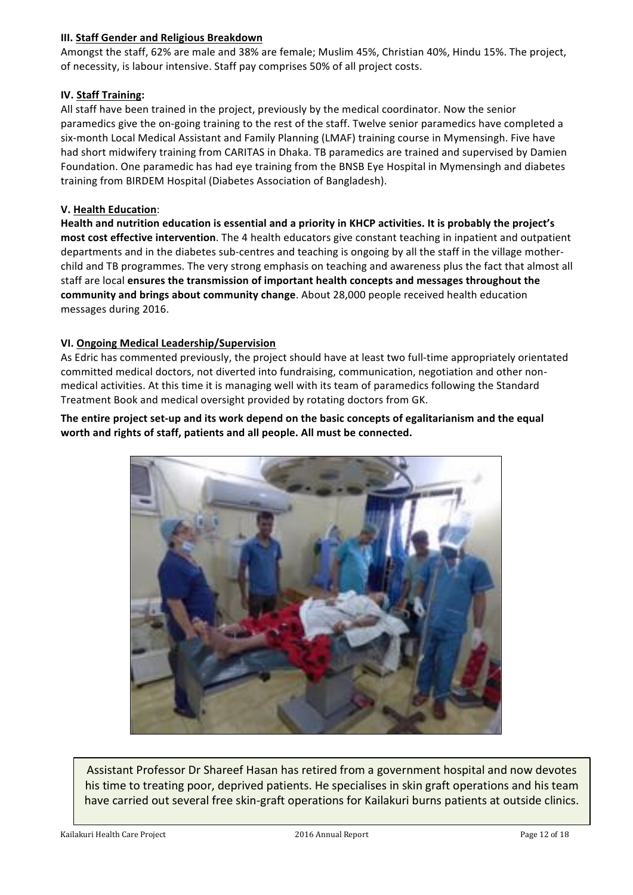### III. Staff Gender and Religious Breakdown

Amongst the staff, 62% are male and 38% are female; Muslim 45%, Christian 40%, Hindu 15%. The project, of necessity, is labour intensive. Staff pay comprises 50% of all project costs.

### IV. Staff Training:

All staff have been trained in the project, previously by the medical coordinator. Now the senior paramedics give the on-going training to the rest of the staff. Twelve senior paramedics have completed a six-month Local Medical Assistant and Family Planning (LMAF) training course in Mymensingh. Five have had short midwifery training from CARITAS in Dhaka. TB paramedics are trained and supervised by Damien Foundation. One paramedic has had eye training from the BNSB Eye Hospital in Mymensingh and diabetes training from BIRDEM Hospital (Diabetes Association of Bangladesh).

### V. Health Education:

**Health and nutrition education is essential and a priority in KHCP activities. It is probably the project's most cost effective intervention**. The 4 health educators give constant teaching in inpatient and outpatient departments and in the diabetes sub-centres and teaching is ongoing by all the staff in the village mother-child and TB programmes. The very strong emphasis on teaching and awareness plus the fact that almost all staff are local **ensures the transmission of important health concepts and messages throughout the community and brings about community change**. About 28,000 people received health education messages during 2016.

### VI. Ongoing Medical Leadership/Supervision

As Edric has commented previously, the project should have at least two full-time appropriately orientated committed medical doctors, not diverted into fundraising, communication, negotiation and other non-medical activities. At this time it is managing well with its team of paramedics following the Standard Treatment Book and medical oversight provided by rotating doctors from GK.

**The entire project set-up and its work depend on the basic concepts of egalitarianism and the equal worth and rights of staff, patients and all people. All must be connected.**

Assistant Professor Dr Shareef Hasan has retired from a government hospital and now devotes his time to treating poor, deprived patients. He specialises in skin graft operations and his team have carried out several free skin-graft operations for Kailakuri burns patients at outside clinics.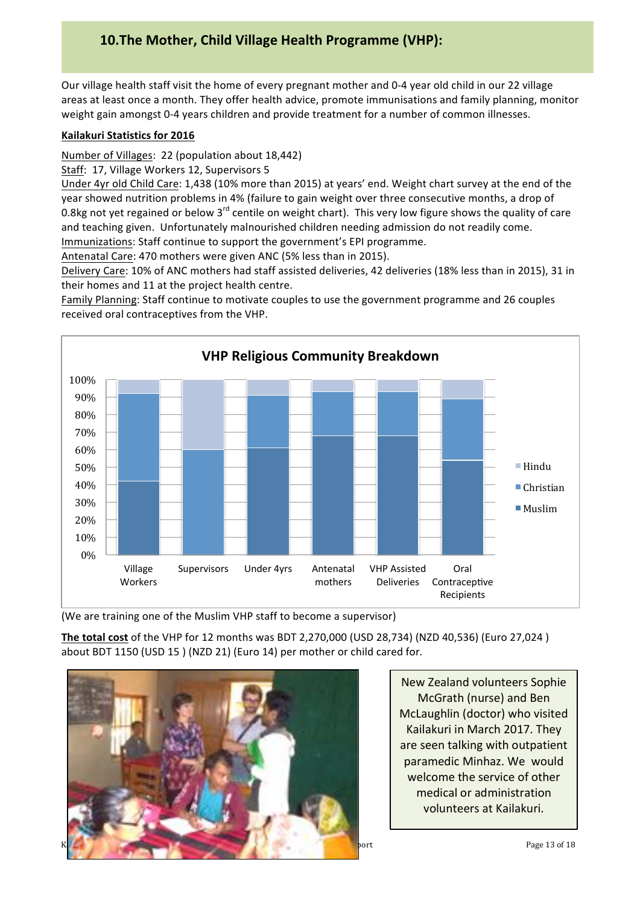## 10.The Mother, Child Village Health Programme (VHP):

Our village health staff visit the home of every pregnant mother and 0-4 year old child in our 22 village areas at least once a month. They offer health advice, promote immunisations and family planning, monitor weight gain amongst 0-4 years children and provide treatment for a number of common illnesses.

**Kailakuri Statistics for 2016**

Number of Villages: 22 (population about 18,442)
Staff: 17, Village Workers 12, Supervisors 5
Under 4yr old Child Care: 1,438 (10% more than 2015) at years' end. Weight chart survey at the end of the year showed nutrition problems in 4% (failure to gain weight over three consecutive months, a drop of 0.8kg not yet regained or below 3rd centile on weight chart). This very low figure shows the quality of care and teaching given. Unfortunately malnourished children needing admission do not readily come.
Immunizations: Staff continue to support the government's EPI programme.
Antenatal Care: 470 mothers were given ANC (5% less than in 2015).
Delivery Care: 10% of ANC mothers had staff assisted deliveries, 42 deliveries (18% less than in 2015), 31 in their homes and 11 at the project health centre.
Family Planning: Staff continue to motivate couples to use the government programme and 26 couples received oral contraceptives from the VHP.

**VHP Religious Community Breakdown**

| | Village Workers | Supervisors | Under 4yrs | Antenatal mothers | VHP Assisted Deliveries | Oral Contraceptive Recipients |
|---|---|---|---|---|---|---|
| Muslim | ~42% | 0% | ~61% | ~68% | ~68% | ~54% |
| Christian | ~50% | ~60% | ~30% | ~25% | ~25% | ~35% |
| Hindu | ~8% | ~40% | ~9% | ~7% | ~7% | ~11% |

(We are training one of the Muslim VHP staff to become a supervisor)

**The total cost** of the VHP for 12 months was BDT 2,270,000 (USD 28,734) (NZD 40,536) (Euro 27,024 ) about BDT 1150 (USD 15 ) (NZD 21) (Euro 14) per mother or child cared for.

New Zealand volunteers Sophie McGrath (nurse) and Ben McLaughlin (doctor) who visited Kailakuri in March 2017. They are seen talking with outpatient paramedic Minhaz. We would welcome the service of other medical or administration volunteers at Kailakuri.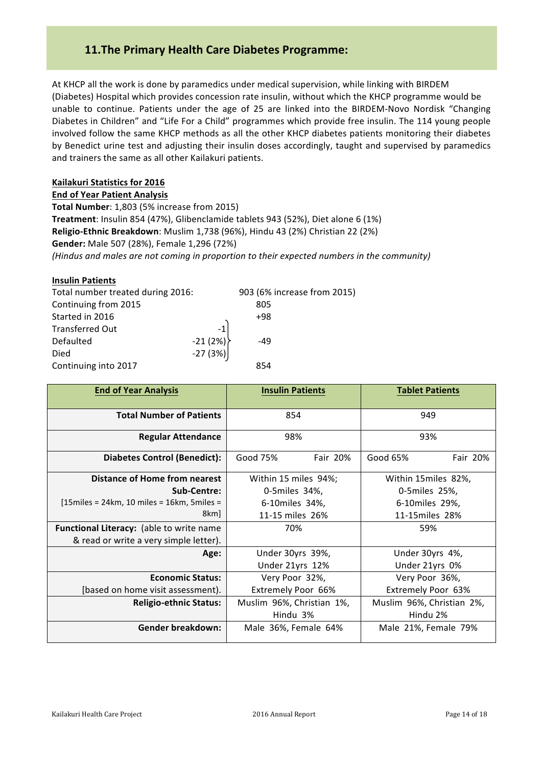## 11.The Primary Health Care Diabetes Programme:

At KHCP all the work is done by paramedics under medical supervision, while linking with BIRDEM (Diabetes) Hospital which provides concession rate insulin, without which the KHCP programme would be unable to continue. Patients under the age of 25 are linked into the BIRDEM-Novo Nordisk "Changing Diabetes in Children" and "Life For a Child" programmes which provide free insulin. The 114 young people involved follow the same KHCP methods as all the other KHCP diabetes patients monitoring their diabetes by Benedict urine test and adjusting their insulin doses accordingly, taught and supervised by paramedics and trainers the same as all other Kailakuri patients.

**Kailakuri Statistics for 2016**

**End of Year Patient Analysis**

**Total Number**: 1,803 (5% increase from 2015)

**Treatment**: Insulin 854 (47%), Glibenclamide tablets 943 (52%), Diet alone 6 (1%)

**Religio-Ethnic Breakdown**: Muslim 1,738 (96%), Hindu 43 (2%) Christian 22 (2%)

**Gender:** Male 507 (28%), Female 1,296 (72%)

*(Hindus and males are not coming in proportion to their expected numbers in the community)*

**Insulin Patients**

| | | |
|---|---|---|
| Total number treated during 2016: | | 903 (6% increase from 2015) |
| Continuing from 2015 | | 805 |
| Started in 2016 | | +98 |
| Transferred Out | -1 | |
| Defaulted | -21 (2%) | -49 |
| Died | -27 (3%) | |
| Continuing into 2017 | | 854 |

| End of Year Analysis | Insulin Patients | Tablet Patients |
|---|---|---|
| **Total Number of Patients** | 854 | 949 |
| **Regular Attendance** | 98% | 93% |
| **Diabetes Control (Benedict):** | Good 75% Fair 20% | Good 65% Fair 20% |
| **Distance of Home from nearest Sub-Centre:** [15miles = 24km, 10 miles = 16km, 5miles = 8km] | Within 15 miles 94%; 0-5miles 34%, 6-10miles 34%, 11-15 miles 26% | Within 15miles 82%, 0-5miles 25%, 6-10miles 29%, 11-15miles 28% |
| **Functional Literacy:** (able to write name & read or write a very simple letter). | 70% | 59% |
| **Age:** | Under 30yrs 39%, Under 21yrs 12% | Under 30yrs 4%, Under 21yrs 0% |
| **Economic Status:** [based on home visit assessment). | Very Poor 32%, Extremely Poor 66% | Very Poor 36%, Extremely Poor 63% |
| **Religio-ethnic Status:** | Muslim 96%, Christian 1%, Hindu 3% | Muslim 96%, Christian 2%, Hindu 2% |
| **Gender breakdown:** | Male 36%, Female 64% | Male 21%, Female 79% |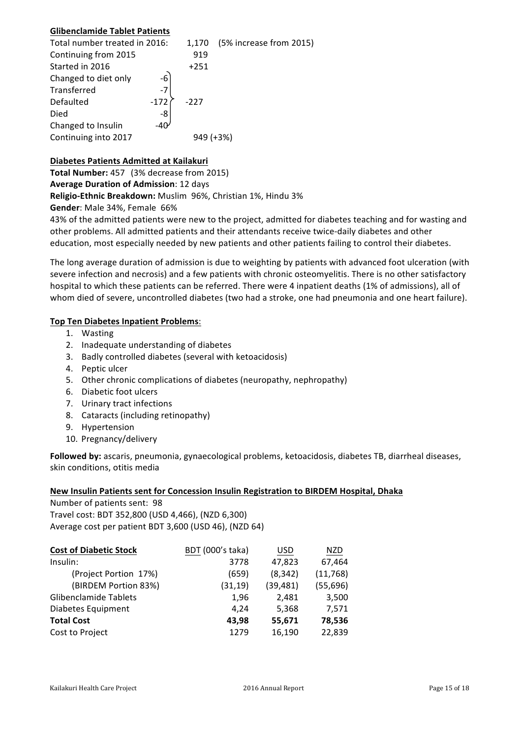**Glibenclamide Tablet Patients**

| | | | |
|---|---|---|---|
| Total number treated in 2016: | | 1,170 | (5% increase from 2015) |
| Continuing from 2015 | | 919 | |
| Started in 2016 | | +251 | |
| Changed to diet only | -6 | | |
| Transferred | -7 | | |
| Defaulted | -172 | -227 | |
| Died | -8 | | |
| Changed to Insulin | -40 | | |
| Continuing into 2017 | | 949 (+3%) | |

**Diabetes Patients Admitted at Kailakuri**

**Total Number:** 457 (3% decrease from 2015)

**Average Duration of Admission**: 12 days

**Religio-Ethnic Breakdown:** Muslim 96%, Christian 1%, Hindu 3%

**Gender**: Male 34%, Female 66%

43% of the admitted patients were new to the project, admitted for diabetes teaching and for wasting and other problems. All admitted patients and their attendants receive twice-daily diabetes and other education, most especially needed by new patients and other patients failing to control their diabetes.

The long average duration of admission is due to weighting by patients with advanced foot ulceration (with severe infection and necrosis) and a few patients with chronic osteomyelitis. There is no other satisfactory hospital to which these patients can be referred. There were 4 inpatient deaths (1% of admissions), all of whom died of severe, uncontrolled diabetes (two had a stroke, one had pneumonia and one heart failure).

**Top Ten Diabetes Inpatient Problems**:

1. Wasting
2. Inadequate understanding of diabetes
3. Badly controlled diabetes (several with ketoacidosis)
4. Peptic ulcer
5. Other chronic complications of diabetes (neuropathy, nephropathy)
6. Diabetic foot ulcers
7. Urinary tract infections
8. Cataracts (including retinopathy)
9. Hypertension
10. Pregnancy/delivery

**Followed by:** ascaris, pneumonia, gynaecological problems, ketoacidosis, diabetes TB, diarrheal diseases, skin conditions, otitis media

**New Insulin Patients sent for Concession Insulin Registration to BIRDEM Hospital, Dhaka**

Number of patients sent: 98

Travel cost: BDT 352,800 (USD 4,466), (NZD 6,300)

Average cost per patient BDT 3,600 (USD 46), (NZD 64)

| **Cost of Diabetic Stock** | BDT (000's taka) | USD | NZD |
|---|---|---|---|
| Insulin: | 3778 | 47,823 | 67,464 |
| (Project Portion 17%) | (659) | (8,342) | (11,768) |
| (BIRDEM Portion 83%) | (31,19) | (39,481) | (55,696) |
| Glibenclamide Tablets | 1,96 | 2,481 | 3,500 |
| Diabetes Equipment | 4,24 | 5,368 | 7,571 |
| **Total Cost** | **43,98** | **55,671** | **78,536** |
| Cost to Project | 1279 | 16,190 | 22,839 |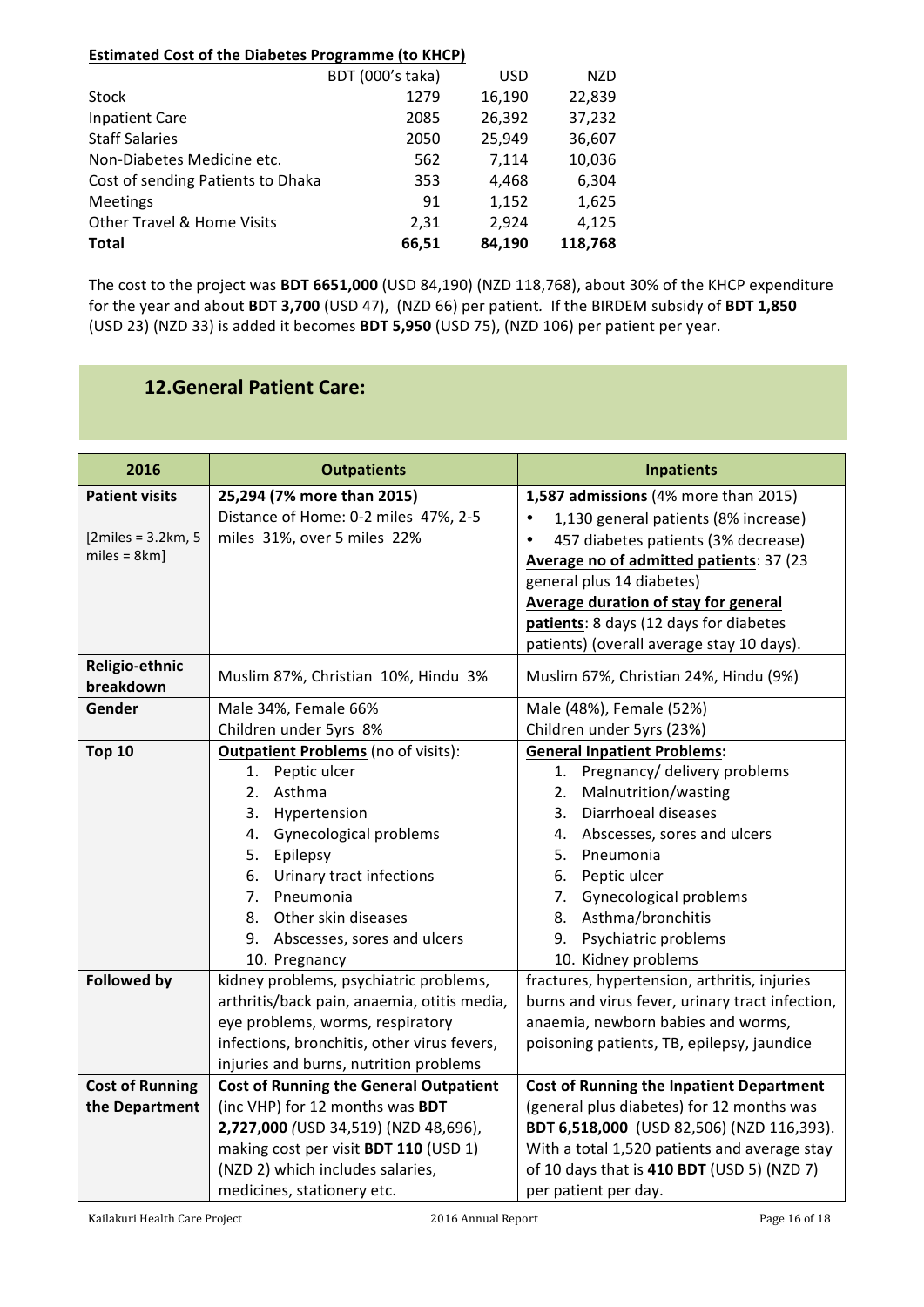**Estimated Cost of the Diabetes Programme (to KHCP)**

| | BDT (000's taka) | USD | NZD |
|---|---|---|---|
| Stock | 1279 | 16,190 | 22,839 |
| Inpatient Care | 2085 | 26,392 | 37,232 |
| Staff Salaries | 2050 | 25,949 | 36,607 |
| Non-Diabetes Medicine etc. | 562 | 7,114 | 10,036 |
| Cost of sending Patients to Dhaka | 353 | 4,468 | 6,304 |
| Meetings | 91 | 1,152 | 1,625 |
| Other Travel & Home Visits | 2,31 | 2,924 | 4,125 |
| **Total** | **66,51** | **84,190** | **118,768** |

The cost to the project was **BDT 6651,000** (USD 84,190) (NZD 118,768), about 30% of the KHCP expenditure for the year and about **BDT 3,700** (USD 47), (NZD 66) per patient. If the BIRDEM subsidy of **BDT 1,850** (USD 23) (NZD 33) is added it becomes **BDT 5,950** (USD 75), (NZD 106) per patient per year.

## 12. General Patient Care:

| 2016 | Outpatients | Inpatients |
|---|---|---|
| **Patient visits**<br><br>[2miles = 3.2km, 5 miles = 8km] | **25,294 (7% more than 2015)**<br>Distance of Home: 0-2 miles 47%, 2-5 miles 31%, over 5 miles 22% | **1,587 admissions** (4% more than 2015)<br>• 1,130 general patients (8% increase)<br>• 457 diabetes patients (3% decrease)<br>**Average no of admitted patients**: 37 (23 general plus 14 diabetes)<br>**Average duration of stay for general patients**: 8 days (12 days for diabetes patients) (overall average stay 10 days). |
| **Religio-ethnic breakdown** | Muslim 87%, Christian 10%, Hindu 3% | Muslim 67%, Christian 24%, Hindu (9%) |
| **Gender** | Male 34%, Female 66%<br>Children under 5yrs 8% | Male (48%), Female (52%)<br>Children under 5yrs (23%) |
| **Top 10** | **Outpatient Problems** (no of visits):<br>1. Peptic ulcer<br>2. Asthma<br>3. Hypertension<br>4. Gynecological problems<br>5. Epilepsy<br>6. Urinary tract infections<br>7. Pneumonia<br>8. Other skin diseases<br>9. Abscesses, sores and ulcers<br>10. Pregnancy | **General Inpatient Problems:**<br>1. Pregnancy/ delivery problems<br>2. Malnutrition/wasting<br>3. Diarrhoeal diseases<br>4. Abscesses, sores and ulcers<br>5. Pneumonia<br>6. Peptic ulcer<br>7. Gynecological problems<br>8. Asthma/bronchitis<br>9. Psychiatric problems<br>10. Kidney problems |
| **Followed by** | kidney problems, psychiatric problems, arthritis/back pain, anaemia, otitis media, eye problems, worms, respiratory infections, bronchitis, other virus fevers, injuries and burns, nutrition problems | fractures, hypertension, arthritis, injuries burns and virus fever, urinary tract infection, anaemia, newborn babies and worms, poisoning patients, TB, epilepsy, jaundice |
| **Cost of Running the Department** | **Cost of Running the General Outpatient** (inc VHP) for 12 months was **BDT 2,727,000** *(*USD 34,519) (NZD 48,696), making cost per visit **BDT 110** (USD 1) (NZD 2) which includes salaries, medicines, stationery etc. | **Cost of Running the Inpatient Department** (general plus diabetes) for 12 months was **BDT 6,518,000** (USD 82,506) (NZD 116,393). With a total 1,520 patients and average stay of 10 days that is **410 BDT** (USD 5) (NZD 7) per patient per day. |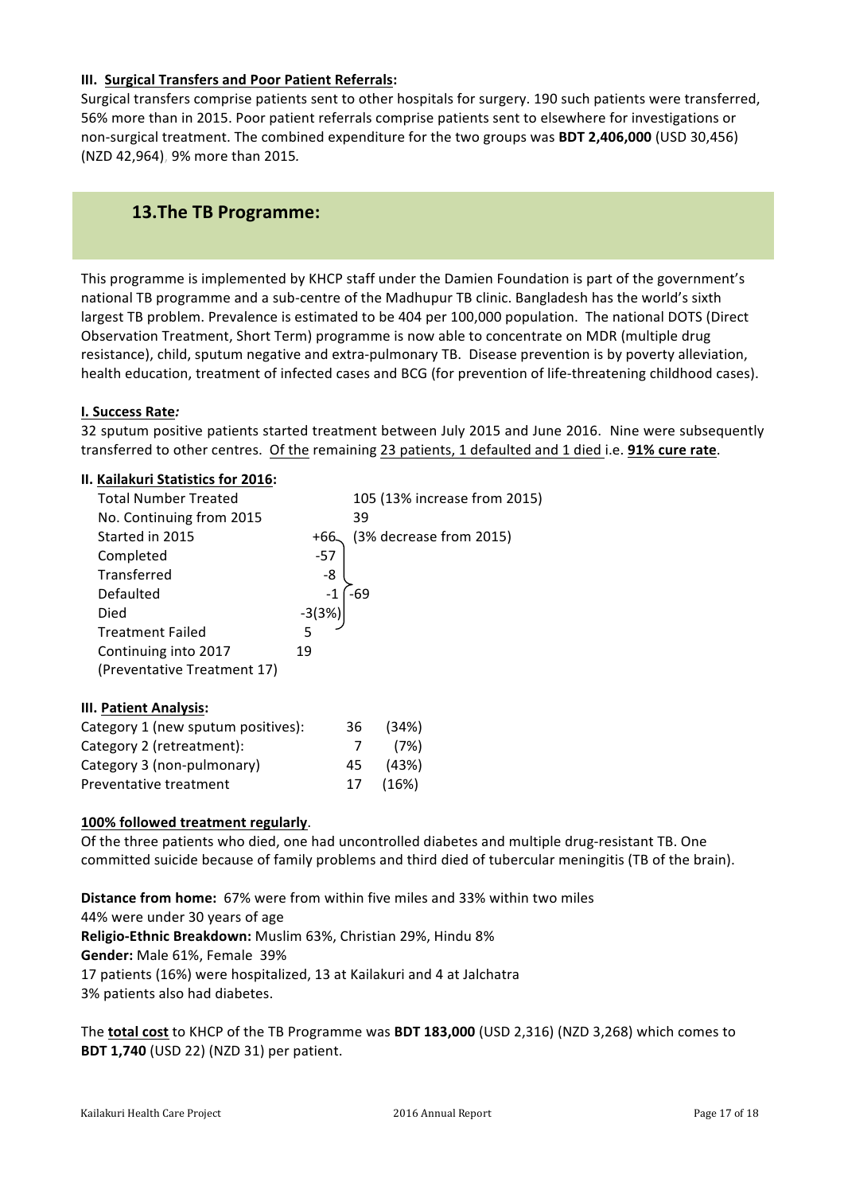### III. Surgical Transfers and Poor Patient Referrals:

Surgical transfers comprise patients sent to other hospitals for surgery. 190 such patients were transferred, 56% more than in 2015. Poor patient referrals comprise patients sent to elsewhere for investigations or non-surgical treatment. The combined expenditure for the two groups was **BDT 2,406,000** (USD 30,456) (NZD 42,964), 9% more than 2015*.*

## 13. The TB Programme:

This programme is implemented by KHCP staff under the Damien Foundation is part of the government's national TB programme and a sub-centre of the Madhupur TB clinic. Bangladesh has the world's sixth largest TB problem. Prevalence is estimated to be 404 per 100,000 population. The national DOTS (Direct Observation Treatment, Short Term) programme is now able to concentrate on MDR (multiple drug resistance), child, sputum negative and extra-pulmonary TB. Disease prevention is by poverty alleviation, health education, treatment of infected cases and BCG (for prevention of life-threatening childhood cases).

**I. Success Rate*:***

32 sputum positive patients started treatment between July 2015 and June 2016. Nine were subsequently transferred to other centres. Of the remaining 23 patients, 1 defaulted and 1 died i.e. **91% cure rate**.

**II. Kailakuri Statistics for 2016:**

| | | |
|---|---|---|
| Total Number Treated | | 105 (13% increase from 2015) |
| No. Continuing from 2015 | | 39 |
| Started in 2015 | +66 | (3% decrease from 2015) |
| Completed | -57 | -69 |
| Transferred | -8 | |
| Defaulted | -1 | |
| Died | -3(3%) | |
| Treatment Failed | 5 | |
| Continuing into 2017 | 19 | |
| (Preventative Treatment 17) | | |

**III. Patient Analysis:**

| | | |
|---|---|---|
| Category 1 (new sputum positives): | 36 | (34%) |
| Category 2 (retreatment): | 7 | (7%) |
| Category 3 (non-pulmonary) | 45 | (43%) |
| Preventative treatment | 17 | (16%) |

**100% followed treatment regularly**.

Of the three patients who died, one had uncontrolled diabetes and multiple drug-resistant TB. One committed suicide because of family problems and third died of tubercular meningitis (TB of the brain).

**Distance from home:** 67% were from within five miles and 33% within two miles
44% were under 30 years of age
**Religio-Ethnic Breakdown:** Muslim 63%, Christian 29%, Hindu 8%
**Gender:** Male 61%, Female 39%
17 patients (16%) were hospitalized, 13 at Kailakuri and 4 at Jalchatra
3% patients also had diabetes.

The **total cost** to KHCP of the TB Programme was **BDT 183,000** (USD 2,316) (NZD 3,268) which comes to **BDT 1,740** (USD 22) (NZD 31) per patient.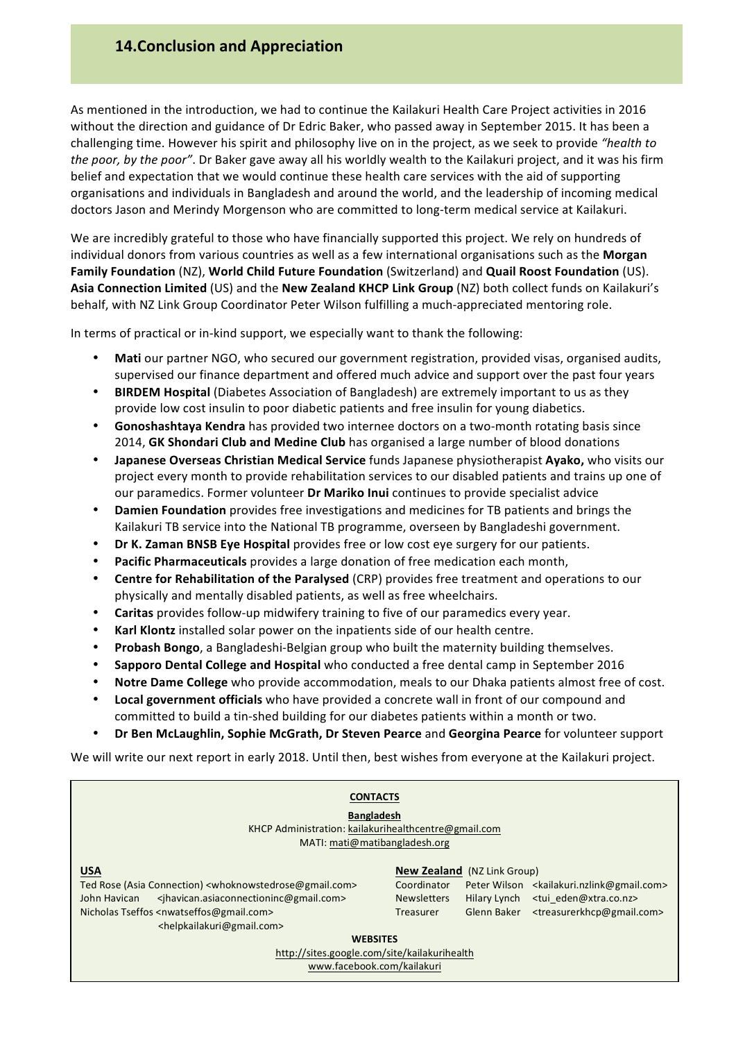## 14.Conclusion and Appreciation

As mentioned in the introduction, we had to continue the Kailakuri Health Care Project activities in 2016 without the direction and guidance of Dr Edric Baker, who passed away in September 2015. It has been a challenging time. However his spirit and philosophy live on in the project, as we seek to provide *"health to the poor, by the poor"*. Dr Baker gave away all his worldly wealth to the Kailakuri project, and it was his firm belief and expectation that we would continue these health care services with the aid of supporting organisations and individuals in Bangladesh and around the world, and the leadership of incoming medical doctors Jason and Merindy Morgenson who are committed to long-term medical service at Kailakuri.

We are incredibly grateful to those who have financially supported this project. We rely on hundreds of individual donors from various countries as well as a few international organisations such as the **Morgan Family Foundation** (NZ), **World Child Future Foundation** (Switzerland) and **Quail Roost Foundation** (US). **Asia Connection Limited** (US) and the **New Zealand KHCP Link Group** (NZ) both collect funds on Kailakuri's behalf, with NZ Link Group Coordinator Peter Wilson fulfilling a much-appreciated mentoring role.

In terms of practical or in-kind support, we especially want to thank the following:

- **Mati** our partner NGO, who secured our government registration, provided visas, organised audits, supervised our finance department and offered much advice and support over the past four years
- **BIRDEM Hospital** (Diabetes Association of Bangladesh) are extremely important to us as they provide low cost insulin to poor diabetic patients and free insulin for young diabetics.
- **Gonoshashtaya Kendra** has provided two internee doctors on a two-month rotating basis since 2014, **GK Shondari Club and Medine Club** has organised a large number of blood donations
- **Japanese Overseas Christian Medical Service** funds Japanese physiotherapist **Ayako,** who visits our project every month to provide rehabilitation services to our disabled patients and trains up one of our paramedics. Former volunteer **Dr Mariko Inui** continues to provide specialist advice
- **Damien Foundation** provides free investigations and medicines for TB patients and brings the Kailakuri TB service into the National TB programme, overseen by Bangladeshi government.
- **Dr K. Zaman BNSB Eye Hospital** provides free or low cost eye surgery for our patients.
- **Pacific Pharmaceuticals** provides a large donation of free medication each month,
- **Centre for Rehabilitation of the Paralysed** (CRP) provides free treatment and operations to our physically and mentally disabled patients, as well as free wheelchairs.
- **Caritas** provides follow-up midwifery training to five of our paramedics every year.
- **Karl Klontz** installed solar power on the inpatients side of our health centre.
- **Probash Bongo**, a Bangladeshi-Belgian group who built the maternity building themselves.
- **Sapporo Dental College and Hospital** who conducted a free dental camp in September 2016
- **Notre Dame College** who provide accommodation, meals to our Dhaka patients almost free of cost.
- **Local government officials** who have provided a concrete wall in front of our compound and committed to build a tin-shed building for our diabetes patients within a month or two.
- **Dr Ben McLaughlin, Sophie McGrath, Dr Steven Pearce** and **Georgina Pearce** for volunteer support

We will write our next report in early 2018. Until then, best wishes from everyone at the Kailakuri project.

**CONTACTS**

**Bangladesh**

KHCP Administration: kailakurihealthcentre@gmail.com

MATI: mati@matibangladesh.org

**USA**

Ted Rose (Asia Connection) <whoknowstedrose@gmail.com>

John Havican <jhavican.asiaconnectioninc@gmail.com>

Nicholas Tseffos <nwatseffos@gmail.com>

<helpkailakuri@gmail.com>

**New Zealand** (NZ Link Group)

Coordinator Peter Wilson <kailakuri.nzlink@gmail.com>

Newsletters Hilary Lynch <tui_eden@xtra.co.nz>

Treasurer Glenn Baker <treasurerkhcp@gmail.com>

**WEBSITES**

http://sites.google.com/site/kailakurihealth

www.facebook.com/kailakuri